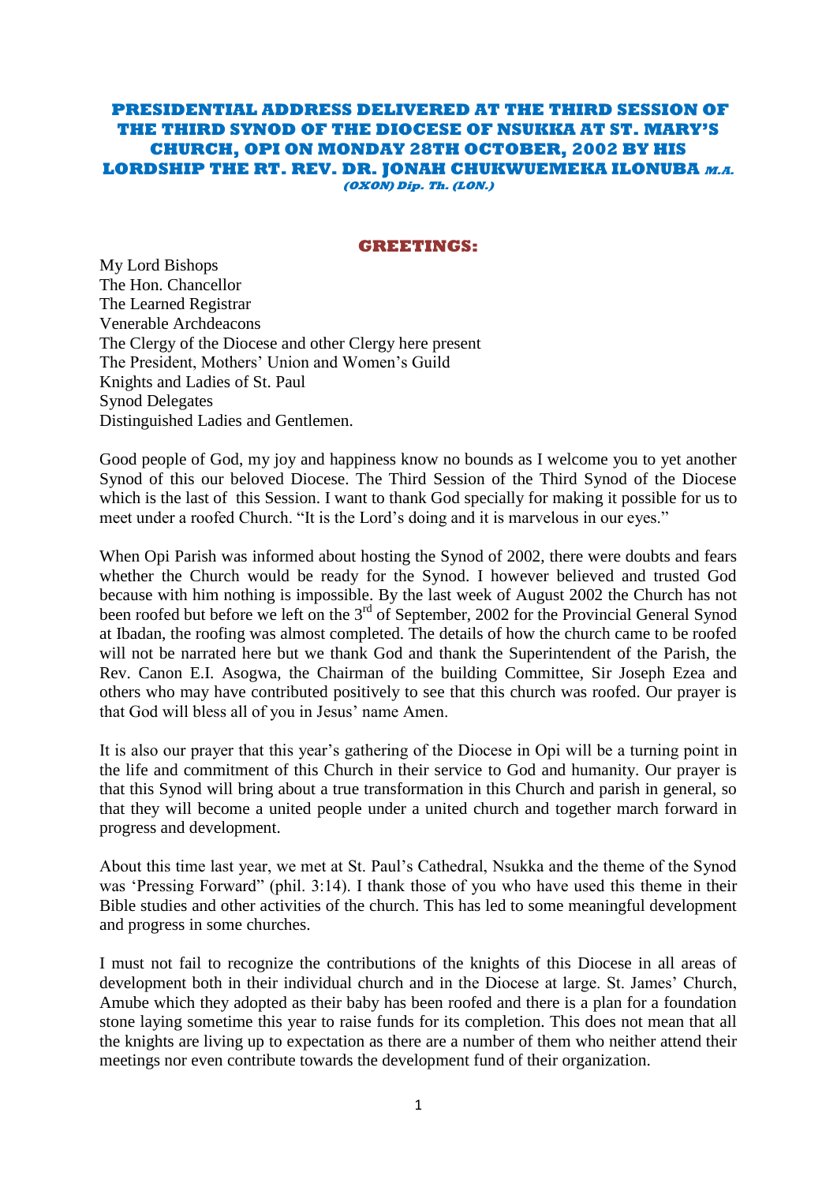# PRESIDENTIAL ADDRESS DELIVERED AT THE THIRD SESSION OF THE THIRD SYNOD OF THE DIOCESE OF NSUKKA AT ST. MARY'S CHURCH, OPI ON MONDAY 28TH OCTOBER, 2002 BY HIS LORDSHIP THE RT. REV. DR. JONAH CHUKWUEMEKA ILONUBA *M.A. (OXON) Dip. Th. (LON.)*

## GREETINGS:

My Lord Bishops
The Hon. Chancellor
The Learned Registrar
Venerable Archdeacons
The Clergy of the Diocese and other Clergy here present
The President, Mothers' Union and Women's Guild
Knights and Ladies of St. Paul
Synod Delegates
Distinguished Ladies and Gentlemen.

Good people of God, my joy and happiness know no bounds as I welcome you to yet another Synod of this our beloved Diocese. The Third Session of the Third Synod of the Diocese which is the last of this Session. I want to thank God specially for making it possible for us to meet under a roofed Church. "It is the Lord's doing and it is marvelous in our eyes."

When Opi Parish was informed about hosting the Synod of 2002, there were doubts and fears whether the Church would be ready for the Synod. I however believed and trusted God because with him nothing is impossible. By the last week of August 2002 the Church has not been roofed but before we left on the 3rd of September, 2002 for the Provincial General Synod at Ibadan, the roofing was almost completed. The details of how the church came to be roofed will not be narrated here but we thank God and thank the Superintendent of the Parish, the Rev. Canon E.I. Asogwa, the Chairman of the building Committee, Sir Joseph Ezea and others who may have contributed positively to see that this church was roofed. Our prayer is that God will bless all of you in Jesus' name Amen.

It is also our prayer that this year's gathering of the Diocese in Opi will be a turning point in the life and commitment of this Church in their service to God and humanity. Our prayer is that this Synod will bring about a true transformation in this Church and parish in general, so that they will become a united people under a united church and together march forward in progress and development.

About this time last year, we met at St. Paul's Cathedral, Nsukka and the theme of the Synod was 'Pressing Forward" (phil. 3:14). I thank those of you who have used this theme in their Bible studies and other activities of the church. This has led to some meaningful development and progress in some churches.

I must not fail to recognize the contributions of the knights of this Diocese in all areas of development both in their individual church and in the Diocese at large. St. James' Church, Amube which they adopted as their baby has been roofed and there is a plan for a foundation stone laying sometime this year to raise funds for its completion. This does not mean that all the knights are living up to expectation as there are a number of them who neither attend their meetings nor even contribute towards the development fund of their organization.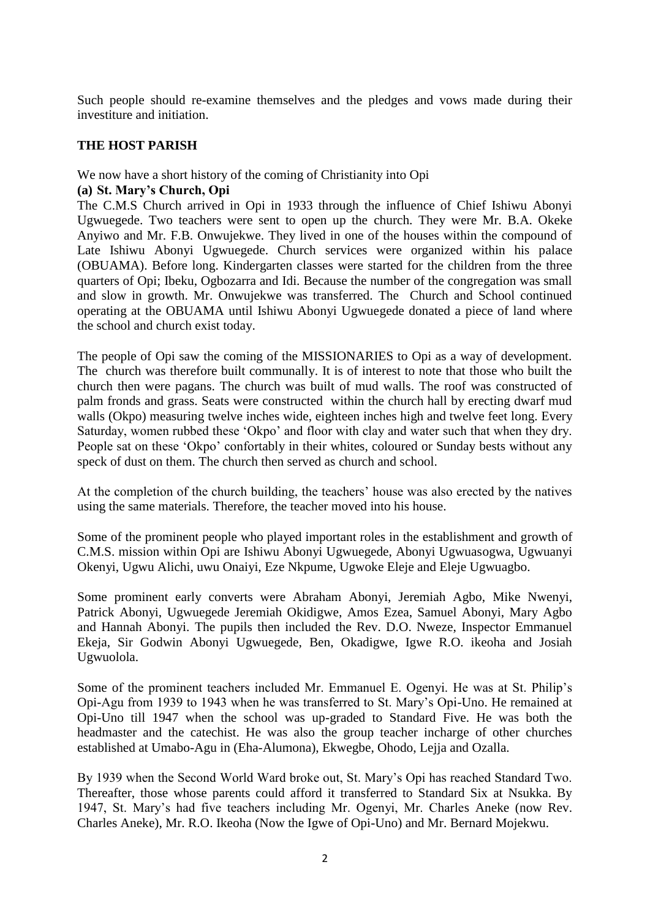Such people should re-examine themselves and the pledges and vows made during their investiture and initiation.

## THE HOST PARISH

We now have a short history of the coming of Christianity into Opi

### (a) St. Mary's Church, Opi

The C.M.S Church arrived in Opi in 1933 through the influence of Chief Ishiwu Abonyi Ugwuegede. Two teachers were sent to open up the church. They were Mr. B.A. Okeke Anyiwo and Mr. F.B. Onwujekwe. They lived in one of the houses within the compound of Late Ishiwu Abonyi Ugwuegede. Church services were organized within his palace (OBUAMA). Before long. Kindergarten classes were started for the children from the three quarters of Opi; Ibeku, Ogbozarra and Idi. Because the number of the congregation was small and slow in growth. Mr. Onwujekwe was transferred. The Church and School continued operating at the OBUAMA until Ishiwu Abonyi Ugwuegede donated a piece of land where the school and church exist today.

The people of Opi saw the coming of the MISSIONARIES to Opi as a way of development. The church was therefore built communally. It is of interest to note that those who built the church then were pagans. The church was built of mud walls. The roof was constructed of palm fronds and grass. Seats were constructed within the church hall by erecting dwarf mud walls (Okpo) measuring twelve inches wide, eighteen inches high and twelve feet long. Every Saturday, women rubbed these 'Okpo' and floor with clay and water such that when they dry. People sat on these 'Okpo' confortably in their whites, coloured or Sunday bests without any speck of dust on them. The church then served as church and school.

At the completion of the church building, the teachers' house was also erected by the natives using the same materials. Therefore, the teacher moved into his house.

Some of the prominent people who played important roles in the establishment and growth of C.M.S. mission within Opi are Ishiwu Abonyi Ugwuegede, Abonyi Ugwuasogwa, Ugwuanyi Okenyi, Ugwu Alichi, uwu Onaiyi, Eze Nkpume, Ugwoke Eleje and Eleje Ugwuagbo.

Some prominent early converts were Abraham Abonyi, Jeremiah Agbo, Mike Nwenyi, Patrick Abonyi, Ugwuegede Jeremiah Okidigwe, Amos Ezea, Samuel Abonyi, Mary Agbo and Hannah Abonyi. The pupils then included the Rev. D.O. Nweze, Inspector Emmanuel Ekeja, Sir Godwin Abonyi Ugwuegede, Ben, Okadigwe, Igwe R.O. ikeoha and Josiah Ugwuolola.

Some of the prominent teachers included Mr. Emmanuel E. Ogenyi. He was at St. Philip's Opi-Agu from 1939 to 1943 when he was transferred to St. Mary's Opi-Uno. He remained at Opi-Uno till 1947 when the school was up-graded to Standard Five. He was both the headmaster and the catechist. He was also the group teacher incharge of other churches established at Umabo-Agu in (Eha-Alumona), Ekwegbe, Ohodo, Lejja and Ozalla.

By 1939 when the Second World Ward broke out, St. Mary's Opi has reached Standard Two. Thereafter, those whose parents could afford it transferred to Standard Six at Nsukka. By 1947, St. Mary's had five teachers including Mr. Ogenyi, Mr. Charles Aneke (now Rev. Charles Aneke), Mr. R.O. Ikeoha (Now the Igwe of Opi-Uno) and Mr. Bernard Mojekwu.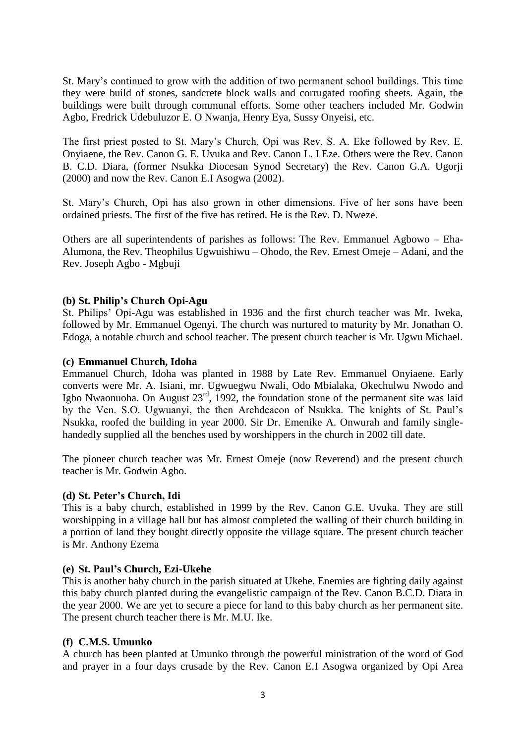St. Mary's continued to grow with the addition of two permanent school buildings. This time they were build of stones, sandcrete block walls and corrugated roofing sheets. Again, the buildings were built through communal efforts. Some other teachers included Mr. Godwin Agbo, Fredrick Udebuluzor E. O Nwanja, Henry Eya, Sussy Onyeisi, etc.

The first priest posted to St. Mary's Church, Opi was Rev. S. A. Eke followed by Rev. E. Onyiaene, the Rev. Canon G. E. Uvuka and Rev. Canon L. I Eze. Others were the Rev. Canon B. C.D. Diara, (former Nsukka Diocesan Synod Secretary) the Rev. Canon G.A. Ugorji (2000) and now the Rev. Canon E.I Asogwa (2002).

St. Mary's Church, Opi has also grown in other dimensions. Five of her sons have been ordained priests. The first of the five has retired. He is the Rev. D. Nweze.

Others are all superintendents of parishes as follows: The Rev. Emmanuel Agbowo – Eha-Alumona, the Rev. Theophilus Ugwuishiwu – Ohodo, the Rev. Ernest Omeje – Adani, and the Rev. Joseph Agbo - Mgbuji

### (b) St. Philip's Church Opi-Agu

St. Philips' Opi-Agu was established in 1936 and the first church teacher was Mr. Iweka, followed by Mr. Emmanuel Ogenyi. The church was nurtured to maturity by Mr. Jonathan O. Edoga, a notable church and school teacher. The present church teacher is Mr. Ugwu Michael.

### (c) Emmanuel Church, Idoha

Emmanuel Church, Idoha was planted in 1988 by Late Rev. Emmanuel Onyiaene. Early converts were Mr. A. Isiani, mr. Ugwuegwu Nwali, Odo Mbialaka, Okechulwu Nwodo and Igbo Nwaonuoha. On August 23rd, 1992, the foundation stone of the permanent site was laid by the Ven. S.O. Ugwuanyi, the then Archdeacon of Nsukka. The knights of St. Paul's Nsukka, roofed the building in year 2000. Sir Dr. Emenike A. Onwurah and family single-handedly supplied all the benches used by worshippers in the church in 2002 till date.

The pioneer church teacher was Mr. Ernest Omeje (now Reverend) and the present church teacher is Mr. Godwin Agbo.

### (d) St. Peter's Church, Idi

This is a baby church, established in 1999 by the Rev. Canon G.E. Uvuka. They are still worshipping in a village hall but has almost completed the walling of their church building in a portion of land they bought directly opposite the village square. The present church teacher is Mr. Anthony Ezema

### (e) St. Paul's Church, Ezi-Ukehe

This is another baby church in the parish situated at Ukehe. Enemies are fighting daily against this baby church planted during the evangelistic campaign of the Rev. Canon B.C.D. Diara in the year 2000. We are yet to secure a piece for land to this baby church as her permanent site. The present church teacher there is Mr. M.U. Ike.

### (f) C.M.S. Umunko

A church has been planted at Umunko through the powerful ministration of the word of God and prayer in a four days crusade by the Rev. Canon E.I Asogwa organized by Opi Area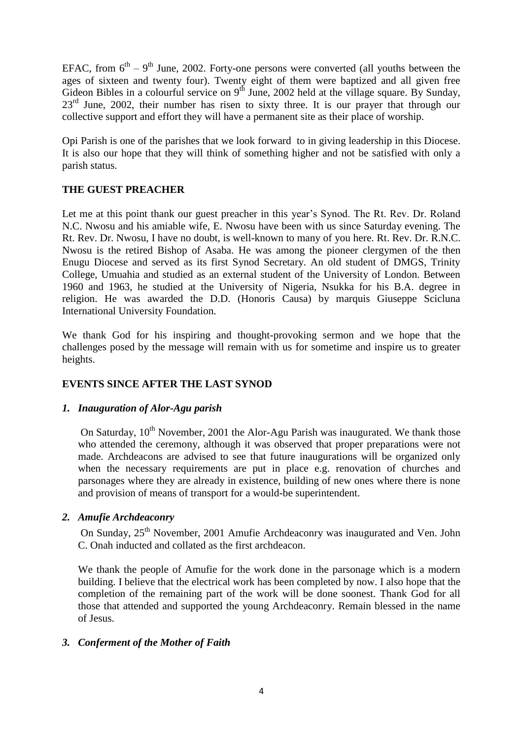EFAC, from 6th – 9th June, 2002. Forty-one persons were converted (all youths between the ages of sixteen and twenty four). Twenty eight of them were baptized and all given free Gideon Bibles in a colourful service on 9th June, 2002 held at the village square. By Sunday, 23rd June, 2002, their number has risen to sixty three. It is our prayer that through our collective support and effort they will have a permanent site as their place of worship.

Opi Parish is one of the parishes that we look forward to in giving leadership in this Diocese. It is also our hope that they will think of something higher and not be satisfied with only a parish status.

## THE GUEST PREACHER

Let me at this point thank our guest preacher in this year's Synod. The Rt. Rev. Dr. Roland N.C. Nwosu and his amiable wife, E. Nwosu have been with us since Saturday evening. The Rt. Rev. Dr. Nwosu, I have no doubt, is well-known to many of you here. Rt. Rev. Dr. R.N.C. Nwosu is the retired Bishop of Asaba. He was among the pioneer clergymen of the then Enugu Diocese and served as its first Synod Secretary. An old student of DMGS, Trinity College, Umuahia and studied as an external student of the University of London. Between 1960 and 1963, he studied at the University of Nigeria, Nsukka for his B.A. degree in religion. He was awarded the D.D. (Honoris Causa) by marquis Giuseppe Scicluna International University Foundation.

We thank God for his inspiring and thought-provoking sermon and we hope that the challenges posed by the message will remain with us for sometime and inspire us to greater heights.

## EVENTS SINCE AFTER THE LAST SYNOD

### *1. Inauguration of Alor-Agu parish*

On Saturday, 10th November, 2001 the Alor-Agu Parish was inaugurated. We thank those who attended the ceremony, although it was observed that proper preparations were not made. Archdeacons are advised to see that future inaugurations will be organized only when the necessary requirements are put in place e.g. renovation of churches and parsonages where they are already in existence, building of new ones where there is none and provision of means of transport for a would-be superintendent.

### *2. Amufie Archdeaconry*

On Sunday, 25th November, 2001 Amufie Archdeaconry was inaugurated and Ven. John C. Onah inducted and collated as the first archdeacon.

We thank the people of Amufie for the work done in the parsonage which is a modern building. I believe that the electrical work has been completed by now. I also hope that the completion of the remaining part of the work will be done soonest. Thank God for all those that attended and supported the young Archdeaconry. Remain blessed in the name of Jesus.

### *3. Conferment of the Mother of Faith*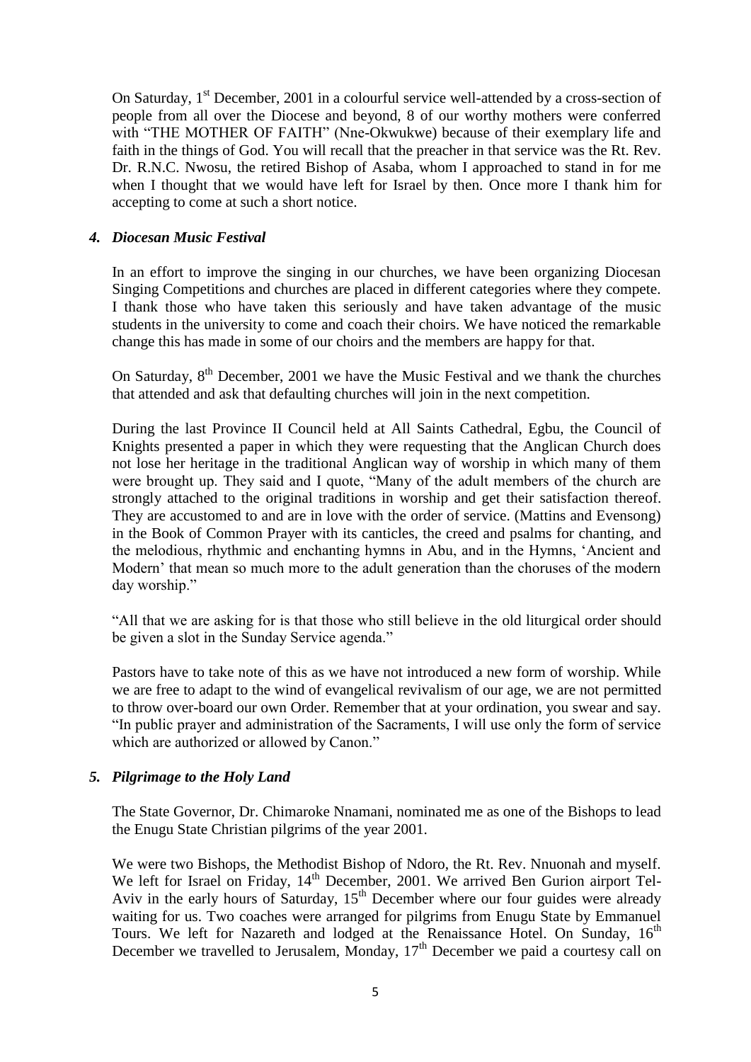On Saturday, 1st December, 2001 in a colourful service well-attended by a cross-section of people from all over the Diocese and beyond, 8 of our worthy mothers were conferred with "THE MOTHER OF FAITH" (Nne-Okwukwe) because of their exemplary life and faith in the things of God. You will recall that the preacher in that service was the Rt. Rev. Dr. R.N.C. Nwosu, the retired Bishop of Asaba, whom I approached to stand in for me when I thought that we would have left for Israel by then. Once more I thank him for accepting to come at such a short notice.

### *4. Diocesan Music Festival*

In an effort to improve the singing in our churches, we have been organizing Diocesan Singing Competitions and churches are placed in different categories where they compete. I thank those who have taken this seriously and have taken advantage of the music students in the university to come and coach their choirs. We have noticed the remarkable change this has made in some of our choirs and the members are happy for that.

On Saturday, 8th December, 2001 we have the Music Festival and we thank the churches that attended and ask that defaulting churches will join in the next competition.

During the last Province II Council held at All Saints Cathedral, Egbu, the Council of Knights presented a paper in which they were requesting that the Anglican Church does not lose her heritage in the traditional Anglican way of worship in which many of them were brought up. They said and I quote, "Many of the adult members of the church are strongly attached to the original traditions in worship and get their satisfaction thereof. They are accustomed to and are in love with the order of service. (Mattins and Evensong) in the Book of Common Prayer with its canticles, the creed and psalms for chanting, and the melodious, rhythmic and enchanting hymns in Abu, and in the Hymns, 'Ancient and Modern' that mean so much more to the adult generation than the choruses of the modern day worship."

"All that we are asking for is that those who still believe in the old liturgical order should be given a slot in the Sunday Service agenda."

Pastors have to take note of this as we have not introduced a new form of worship. While we are free to adapt to the wind of evangelical revivalism of our age, we are not permitted to throw over-board our own Order. Remember that at your ordination, you swear and say. "In public prayer and administration of the Sacraments, I will use only the form of service which are authorized or allowed by Canon."

### *5. Pilgrimage to the Holy Land*

The State Governor, Dr. Chimaroke Nnamani, nominated me as one of the Bishops to lead the Enugu State Christian pilgrims of the year 2001.

We were two Bishops, the Methodist Bishop of Ndoro, the Rt. Rev. Nnuonah and myself. We left for Israel on Friday, 14th December, 2001. We arrived Ben Gurion airport Tel-Aviv in the early hours of Saturday, 15th December where our four guides were already waiting for us. Two coaches were arranged for pilgrims from Enugu State by Emmanuel Tours. We left for Nazareth and lodged at the Renaissance Hotel. On Sunday, 16th December we travelled to Jerusalem, Monday, 17th December we paid a courtesy call on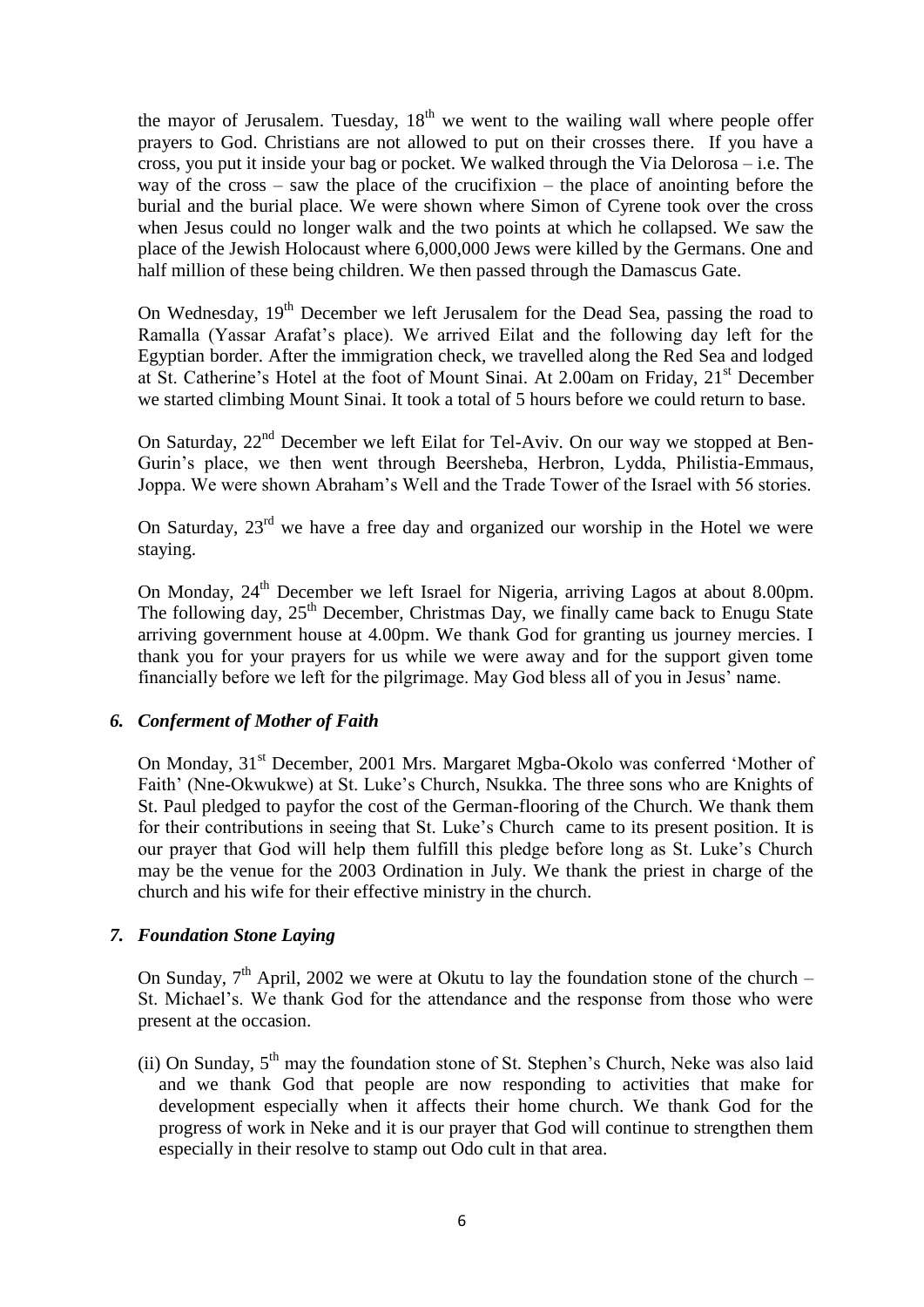the mayor of Jerusalem. Tuesday, 18[th] we went to the wailing wall where people offer prayers to God. Christians are not allowed to put on their crosses there. If you have a cross, you put it inside your bag or pocket. We walked through the Via Delorosa – i.e. The way of the cross – saw the place of the crucifixion – the place of anointing before the burial and the burial place. We were shown where Simon of Cyrene took over the cross when Jesus could no longer walk and the two points at which he collapsed. We saw the place of the Jewish Holocaust where 6,000,000 Jews were killed by the Germans. One and half million of these being children. We then passed through the Damascus Gate.

On Wednesday, 19[th] December we left Jerusalem for the Dead Sea, passing the road to Ramalla (Yassar Arafat's place). We arrived Eilat and the following day left for the Egyptian border. After the immigration check, we travelled along the Red Sea and lodged at St. Catherine's Hotel at the foot of Mount Sinai. At 2.00am on Friday, 21[st] December we started climbing Mount Sinai. It took a total of 5 hours before we could return to base.

On Saturday, 22[nd] December we left Eilat for Tel-Aviv. On our way we stopped at Ben-Gurin's place, we then went through Beersheba, Herbron, Lydda, Philistia-Emmaus, Joppa. We were shown Abraham's Well and the Trade Tower of the Israel with 56 stories.

On Saturday, 23[rd] we have a free day and organized our worship in the Hotel we were staying.

On Monday, 24[th] December we left Israel for Nigeria, arriving Lagos at about 8.00pm. The following day, 25[th] December, Christmas Day, we finally came back to Enugu State arriving government house at 4.00pm. We thank God for granting us journey mercies. I thank you for your prayers for us while we were away and for the support given tome financially before we left for the pilgrimage. May God bless all of you in Jesus' name.

### *6. Conferment of Mother of Faith*

On Monday, 31[st] December, 2001 Mrs. Margaret Mgba-Okolo was conferred 'Mother of Faith' (Nne-Okwukwe) at St. Luke's Church, Nsukka. The three sons who are Knights of St. Paul pledged to payfor the cost of the German-flooring of the Church. We thank them for their contributions in seeing that St. Luke's Church came to its present position. It is our prayer that God will help them fulfill this pledge before long as St. Luke's Church may be the venue for the 2003 Ordination in July. We thank the priest in charge of the church and his wife for their effective ministry in the church.

### *7. Foundation Stone Laying*

On Sunday, 7[th] April, 2002 we were at Okutu to lay the foundation stone of the church – St. Michael's. We thank God for the attendance and the response from those who were present at the occasion.

(ii) On Sunday, 5[th] may the foundation stone of St. Stephen's Church, Neke was also laid and we thank God that people are now responding to activities that make for development especially when it affects their home church. We thank God for the progress of work in Neke and it is our prayer that God will continue to strengthen them especially in their resolve to stamp out Odo cult in that area.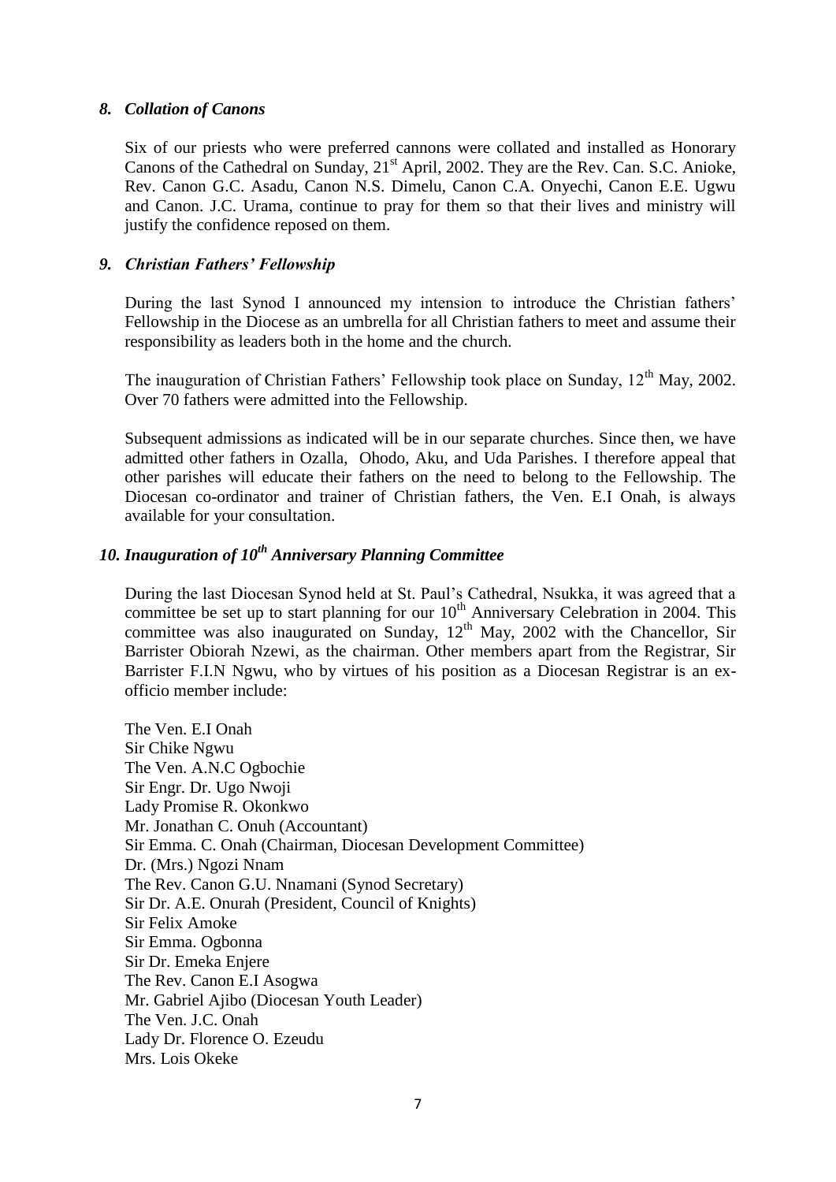### *8. Collation of Canons*

Six of our priests who were preferred cannons were collated and installed as Honorary Canons of the Cathedral on Sunday, 21st April, 2002. They are the Rev. Can. S.C. Anioke, Rev. Canon G.C. Asadu, Canon N.S. Dimelu, Canon C.A. Onyechi, Canon E.E. Ugwu and Canon. J.C. Urama, continue to pray for them so that their lives and ministry will justify the confidence reposed on them.

### *9. Christian Fathers' Fellowship*

During the last Synod I announced my intension to introduce the Christian fathers' Fellowship in the Diocese as an umbrella for all Christian fathers to meet and assume their responsibility as leaders both in the home and the church.

The inauguration of Christian Fathers' Fellowship took place on Sunday, 12th May, 2002. Over 70 fathers were admitted into the Fellowship.

Subsequent admissions as indicated will be in our separate churches. Since then, we have admitted other fathers in Ozalla, Ohodo, Aku, and Uda Parishes. I therefore appeal that other parishes will educate their fathers on the need to belong to the Fellowship. The Diocesan co-ordinator and trainer of Christian fathers, the Ven. E.I Onah, is always available for your consultation.

### *10. Inauguration of 10th Anniversary Planning Committee*

During the last Diocesan Synod held at St. Paul's Cathedral, Nsukka, it was agreed that a committee be set up to start planning for our 10th Anniversary Celebration in 2004. This committee was also inaugurated on Sunday, 12th May, 2002 with the Chancellor, Sir Barrister Obiorah Nzewi, as the chairman. Other members apart from the Registrar, Sir Barrister F.I.N Ngwu, who by virtues of his position as a Diocesan Registrar is an ex-officio member include:

The Ven. E.I Onah  
Sir Chike Ngwu  
The Ven. A.N.C Ogbochie  
Sir Engr. Dr. Ugo Nwoji  
Lady Promise R. Okonkwo  
Mr. Jonathan C. Onuh (Accountant)  
Sir Emma. C. Onah (Chairman, Diocesan Development Committee)  
Dr. (Mrs.) Ngozi Nnam  
The Rev. Canon G.U. Nnamani (Synod Secretary)  
Sir Dr. A.E. Onurah (President, Council of Knights)  
Sir Felix Amoke  
Sir Emma. Ogbonna  
Sir Dr. Emeka Enjere  
The Rev. Canon E.I Asogwa  
Mr. Gabriel Ajibo (Diocesan Youth Leader)  
The Ven. J.C. Onah  
Lady Dr. Florence O. Ezeudu  
Mrs. Lois Okeke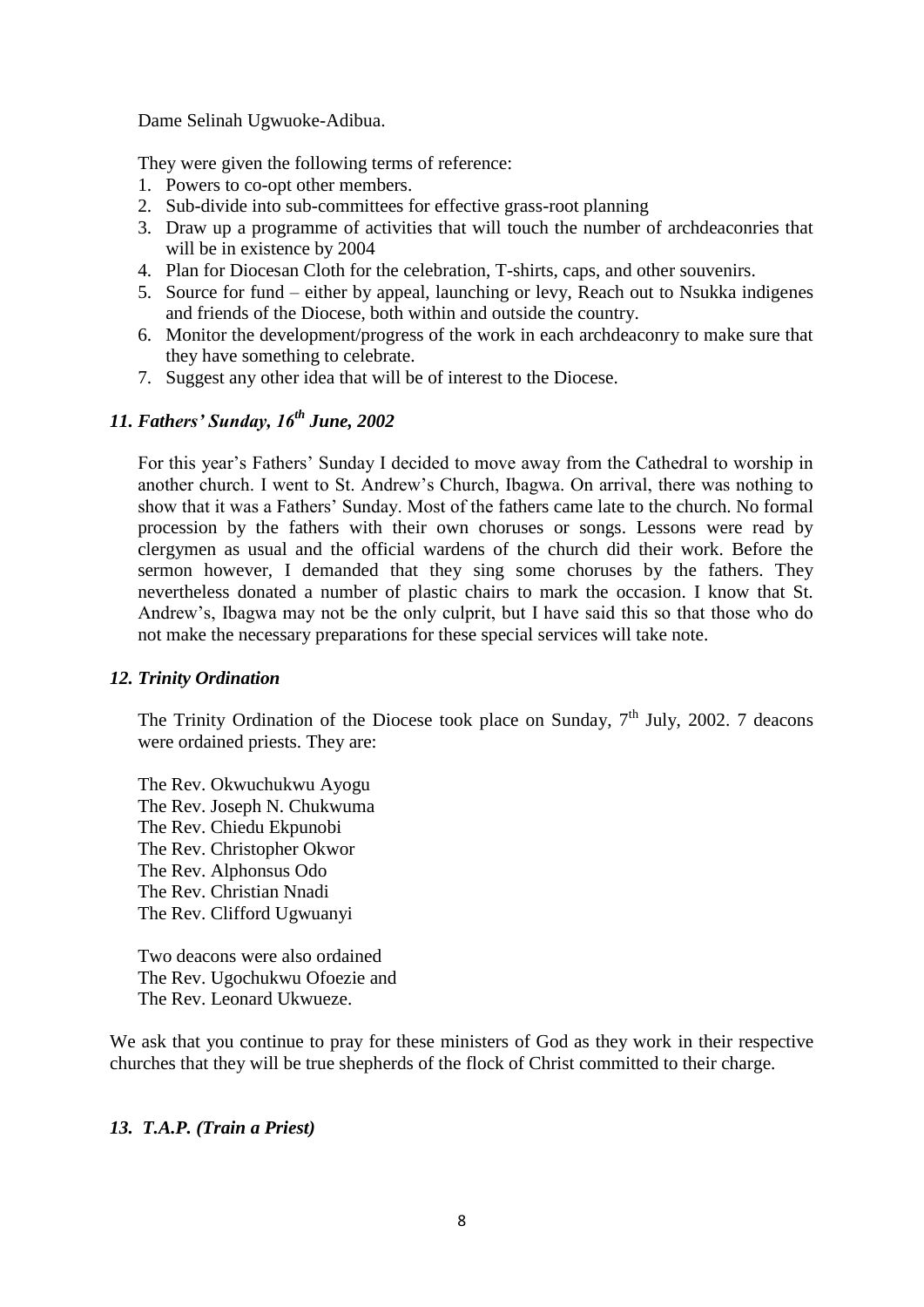Dame Selinah Ugwuoke-Adibua.

They were given the following terms of reference:

1. Powers to co-opt other members.
2. Sub-divide into sub-committees for effective grass-root planning
3. Draw up a programme of activities that will touch the number of archdeaconries that will be in existence by 2004
4. Plan for Diocesan Cloth for the celebration, T-shirts, caps, and other souvenirs.
5. Source for fund – either by appeal, launching or levy, Reach out to Nsukka indigenes and friends of the Diocese, both within and outside the country.
6. Monitor the development/progress of the work in each archdeaconry to make sure that they have something to celebrate.
7. Suggest any other idea that will be of interest to the Diocese.

### *11. Fathers' Sunday, 16th June, 2002*

For this year's Fathers' Sunday I decided to move away from the Cathedral to worship in another church. I went to St. Andrew's Church, Ibagwa. On arrival, there was nothing to show that it was a Fathers' Sunday. Most of the fathers came late to the church. No formal procession by the fathers with their own choruses or songs. Lessons were read by clergymen as usual and the official wardens of the church did their work. Before the sermon however, I demanded that they sing some choruses by the fathers. They nevertheless donated a number of plastic chairs to mark the occasion. I know that St. Andrew's, Ibagwa may not be the only culprit, but I have said this so that those who do not make the necessary preparations for these special services will take note.

### *12. Trinity Ordination*

The Trinity Ordination of the Diocese took place on Sunday, 7th July, 2002. 7 deacons were ordained priests. They are:

The Rev. Okwuchukwu Ayogu
The Rev. Joseph N. Chukwuma
The Rev. Chiedu Ekpunobi
The Rev. Christopher Okwor
The Rev. Alphonsus Odo
The Rev. Christian Nnadi
The Rev. Clifford Ugwuanyi

Two deacons were also ordained
The Rev. Ugochukwu Ofoezie and
The Rev. Leonard Ukwueze.

We ask that you continue to pray for these ministers of God as they work in their respective churches that they will be true shepherds of the flock of Christ committed to their charge.

### *13. T.A.P. (Train a Priest)*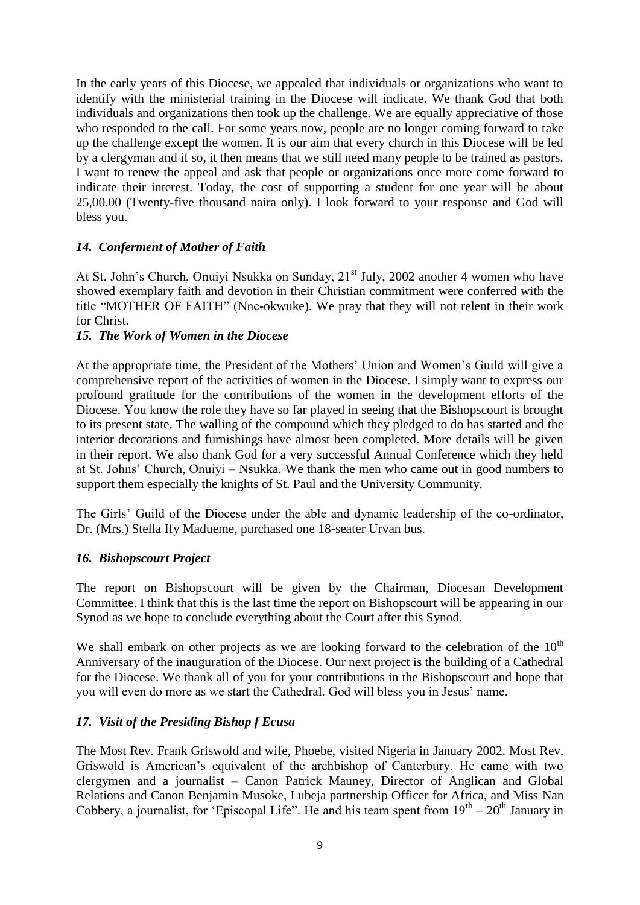In the early years of this Diocese, we appealed that individuals or organizations who want to identify with the ministerial training in the Diocese will indicate. We thank God that both individuals and organizations then took up the challenge. We are equally appreciative of those who responded to the call. For some years now, people are no longer coming forward to take up the challenge except the women. It is our aim that every church in this Diocese will be led by a clergyman and if so, it then means that we still need many people to be trained as pastors. I want to renew the appeal and ask that people or organizations once more come forward to indicate their interest. Today, the cost of supporting a student for one year will be about 25,00.00 (Twenty-five thousand naira only). I look forward to your response and God will bless you.

### *14. Conferment of Mother of Faith*

At St. John's Church, Onuiyi Nsukka on Sunday, 21st July, 2002 another 4 women who have showed exemplary faith and devotion in their Christian commitment were conferred with the title "MOTHER OF FAITH" (Nne-okwuke). We pray that they will not relent in their work for Christ.

### *15. The Work of Women in the Diocese*

At the appropriate time, the President of the Mothers' Union and Women's Guild will give a comprehensive report of the activities of women in the Diocese. I simply want to express our profound gratitude for the contributions of the women in the development efforts of the Diocese. You know the role they have so far played in seeing that the Bishopscourt is brought to its present state. The walling of the compound which they pledged to do has started and the interior decorations and furnishings have almost been completed. More details will be given in their report. We also thank God for a very successful Annual Conference which they held at St. Johns' Church, Onuiyi – Nsukka. We thank the men who came out in good numbers to support them especially the knights of St. Paul and the University Community.

The Girls' Guild of the Diocese under the able and dynamic leadership of the co-ordinator, Dr. (Mrs.) Stella Ify Madueme, purchased one 18-seater Urvan bus.

### *16. Bishopscourt Project*

The report on Bishopscourt will be given by the Chairman, Diocesan Development Committee. I think that this is the last time the report on Bishopscourt will be appearing in our Synod as we hope to conclude everything about the Court after this Synod.

We shall embark on other projects as we are looking forward to the celebration of the 10th Anniversary of the inauguration of the Diocese. Our next project is the building of a Cathedral for the Diocese. We thank all of you for your contributions in the Bishopscourt and hope that you will even do more as we start the Cathedral. God will bless you in Jesus' name.

### *17. Visit of the Presiding Bishop f Ecusa*

The Most Rev. Frank Griswold and wife, Phoebe, visited Nigeria in January 2002. Most Rev. Griswold is American's equivalent of the archbishop of Canterbury. He came with two clergymen and a journalist – Canon Patrick Mauney, Director of Anglican and Global Relations and Canon Benjamin Musoke, Lubeja partnership Officer for Africa, and Miss Nan Cobbery, a journalist, for 'Episcopal Life". He and his team spent from 19th – 20th January in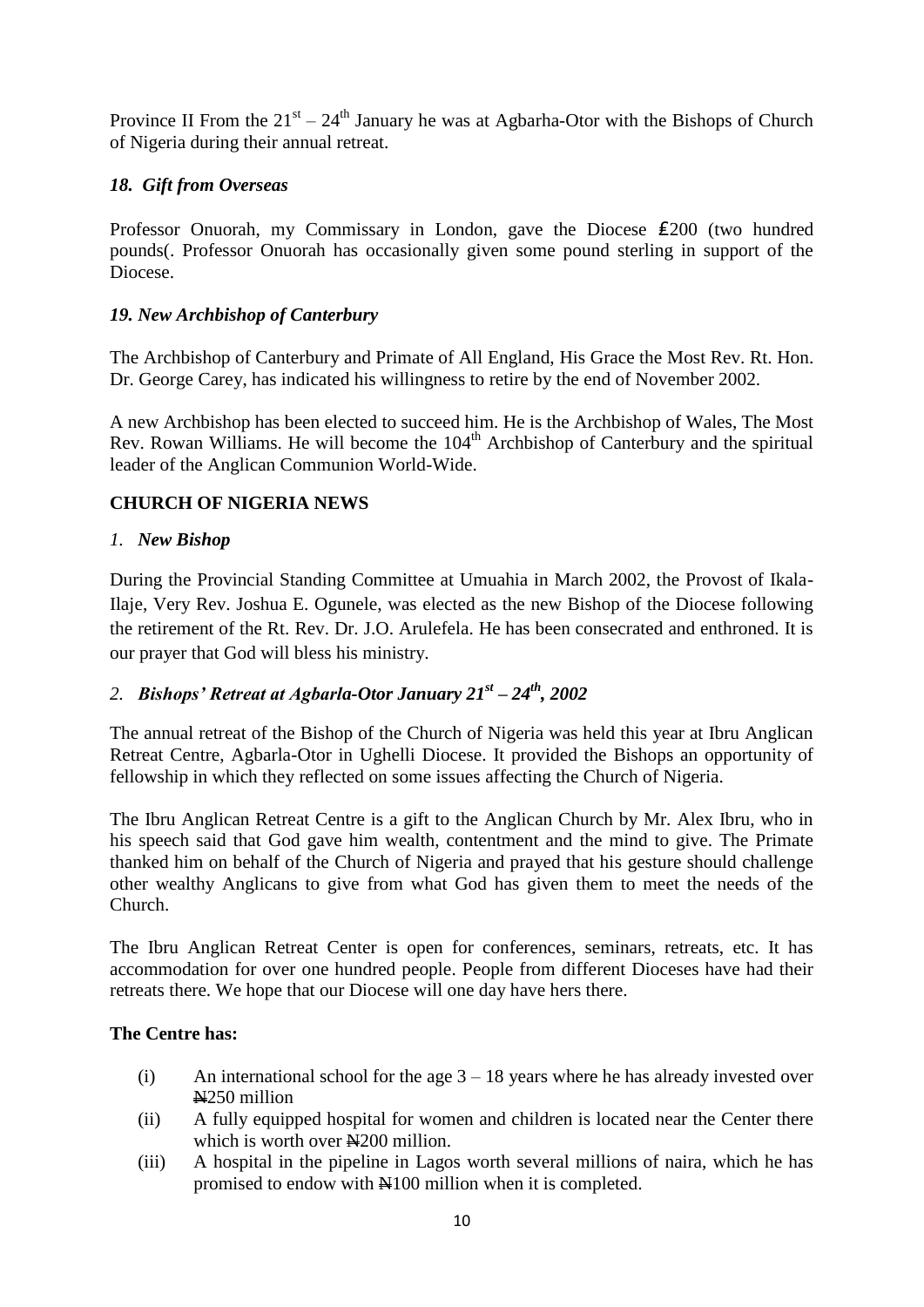Province II From the $21^{st} – 24^{th}$ January he was at Agbarha-Otor with the Bishops of Church of Nigeria during their annual retreat.

### *18. Gift from Overseas*

Professor Onuorah, my Commissary in London, gave the Diocese ₤200 (two hundred pounds(. Professor Onuorah has occasionally given some pound sterling in support of the Diocese.

### *19. New Archbishop of Canterbury*

The Archbishop of Canterbury and Primate of All England, His Grace the Most Rev. Rt. Hon. Dr. George Carey, has indicated his willingness to retire by the end of November 2002.

A new Archbishop has been elected to succeed him. He is the Archbishop of Wales, The Most Rev. Rowan Williams. He will become the $104^{th}$ Archbishop of Canterbury and the spiritual leader of the Anglican Communion World-Wide.

## CHURCH OF NIGERIA NEWS

### *1. New Bishop*

During the Provincial Standing Committee at Umuahia in March 2002, the Provost of Ikala-Ilaje, Very Rev. Joshua E. Ogunele, was elected as the new Bishop of the Diocese following the retirement of the Rt. Rev. Dr. J.O. Arulefela. He has been consecrated and enthroned. It is our prayer that God will bless his ministry.

### *2. Bishops' Retreat at Agbarla-Otor January $21^{st} – 24^{th}$, 2002*

The annual retreat of the Bishop of the Church of Nigeria was held this year at Ibru Anglican Retreat Centre, Agbarla-Otor in Ughelli Diocese. It provided the Bishops an opportunity of fellowship in which they reflected on some issues affecting the Church of Nigeria.

The Ibru Anglican Retreat Centre is a gift to the Anglican Church by Mr. Alex Ibru, who in his speech said that God gave him wealth, contentment and the mind to give. The Primate thanked him on behalf of the Church of Nigeria and prayed that his gesture should challenge other wealthy Anglicans to give from what God has given them to meet the needs of the Church.

The Ibru Anglican Retreat Center is open for conferences, seminars, retreats, etc. It has accommodation for over one hundred people. People from different Dioceses have had their retreats there. We hope that our Diocese will one day have hers there.

**The Centre has:**

(i) An international school for the age 3 – 18 years where he has already invested over ₦250 million

(ii) A fully equipped hospital for women and children is located near the Center there which is worth over ₦200 million.

(iii) A hospital in the pipeline in Lagos worth several millions of naira, which he has promised to endow with ₦100 million when it is completed.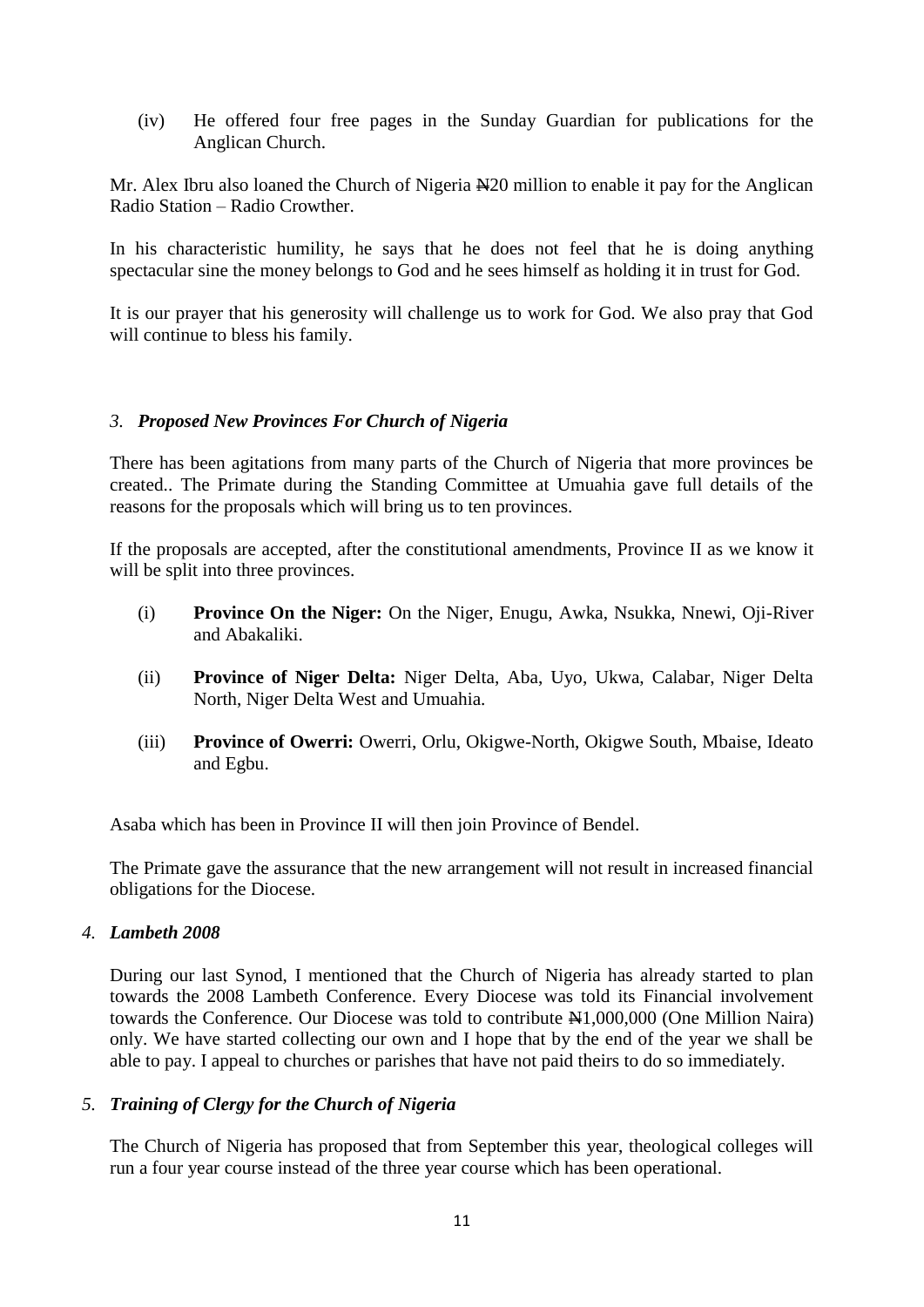(iv) He offered four free pages in the Sunday Guardian for publications for the Anglican Church.

Mr. Alex Ibru also loaned the Church of Nigeria ₦20 million to enable it pay for the Anglican Radio Station – Radio Crowther.

In his characteristic humility, he says that he does not feel that he is doing anything spectacular sine the money belongs to God and he sees himself as holding it in trust for God.

It is our prayer that his generosity will challenge us to work for God. We also pray that God will continue to bless his family.

### *3. Proposed New Provinces For Church of Nigeria*

There has been agitations from many parts of the Church of Nigeria that more provinces be created.. The Primate during the Standing Committee at Umuahia gave full details of the reasons for the proposals which will bring us to ten provinces.

If the proposals are accepted, after the constitutional amendments, Province II as we know it will be split into three provinces.

(i) **Province On the Niger:** On the Niger, Enugu, Awka, Nsukka, Nnewi, Oji-River and Abakaliki.

(ii) **Province of Niger Delta:** Niger Delta, Aba, Uyo, Ukwa, Calabar, Niger Delta North, Niger Delta West and Umuahia.

(iii) **Province of Owerri:** Owerri, Orlu, Okigwe-North, Okigwe South, Mbaise, Ideato and Egbu.

Asaba which has been in Province II will then join Province of Bendel.

The Primate gave the assurance that the new arrangement will not result in increased financial obligations for the Diocese.

### *4. Lambeth 2008*

During our last Synod, I mentioned that the Church of Nigeria has already started to plan towards the 2008 Lambeth Conference. Every Diocese was told its Financial involvement towards the Conference. Our Diocese was told to contribute ₦1,000,000 (One Million Naira) only. We have started collecting our own and I hope that by the end of the year we shall be able to pay. I appeal to churches or parishes that have not paid theirs to do so immediately.

### *5. Training of Clergy for the Church of Nigeria*

The Church of Nigeria has proposed that from September this year, theological colleges will run a four year course instead of the three year course which has been operational.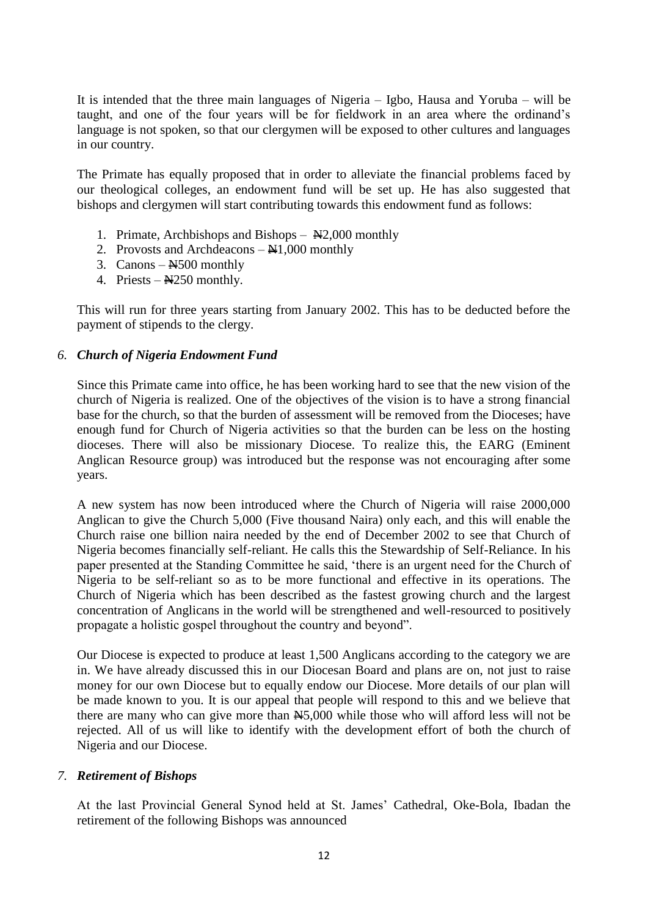It is intended that the three main languages of Nigeria – Igbo, Hausa and Yoruba – will be taught, and one of the four years will be for fieldwork in an area where the ordinand's language is not spoken, so that our clergymen will be exposed to other cultures and languages in our country.

The Primate has equally proposed that in order to alleviate the financial problems faced by our theological colleges, an endowment fund will be set up. He has also suggested that bishops and clergymen will start contributing towards this endowment fund as follows:

1. Primate, Archbishops and Bishops – ₦2,000 monthly
2. Provosts and Archdeacons – ₦1,000 monthly
3. Canons – ₦500 monthly
4. Priests – ₦250 monthly.

This will run for three years starting from January 2002. This has to be deducted before the payment of stipends to the clergy.

## 6. *Church of Nigeria Endowment Fund*

Since this Primate came into office, he has been working hard to see that the new vision of the church of Nigeria is realized. One of the objectives of the vision is to have a strong financial base for the church, so that the burden of assessment will be removed from the Dioceses; have enough fund for Church of Nigeria activities so that the burden can be less on the hosting dioceses. There will also be missionary Diocese. To realize this, the EARG (Eminent Anglican Resource group) was introduced but the response was not encouraging after some years.

A new system has now been introduced where the Church of Nigeria will raise 2000,000 Anglican to give the Church 5,000 (Five thousand Naira) only each, and this will enable the Church raise one billion naira needed by the end of December 2002 to see that Church of Nigeria becomes financially self-reliant. He calls this the Stewardship of Self-Reliance. In his paper presented at the Standing Committee he said, 'there is an urgent need for the Church of Nigeria to be self-reliant so as to be more functional and effective in its operations. The Church of Nigeria which has been described as the fastest growing church and the largest concentration of Anglicans in the world will be strengthened and well-resourced to positively propagate a holistic gospel throughout the country and beyond".

Our Diocese is expected to produce at least 1,500 Anglicans according to the category we are in. We have already discussed this in our Diocesan Board and plans are on, not just to raise money for our own Diocese but to equally endow our Diocese. More details of our plan will be made known to you. It is our appeal that people will respond to this and we believe that there are many who can give more than ₦5,000 while those who will afford less will not be rejected. All of us will like to identify with the development effort of both the church of Nigeria and our Diocese.

## 7. *Retirement of Bishops*

At the last Provincial General Synod held at St. James' Cathedral, Oke-Bola, Ibadan the retirement of the following Bishops was announced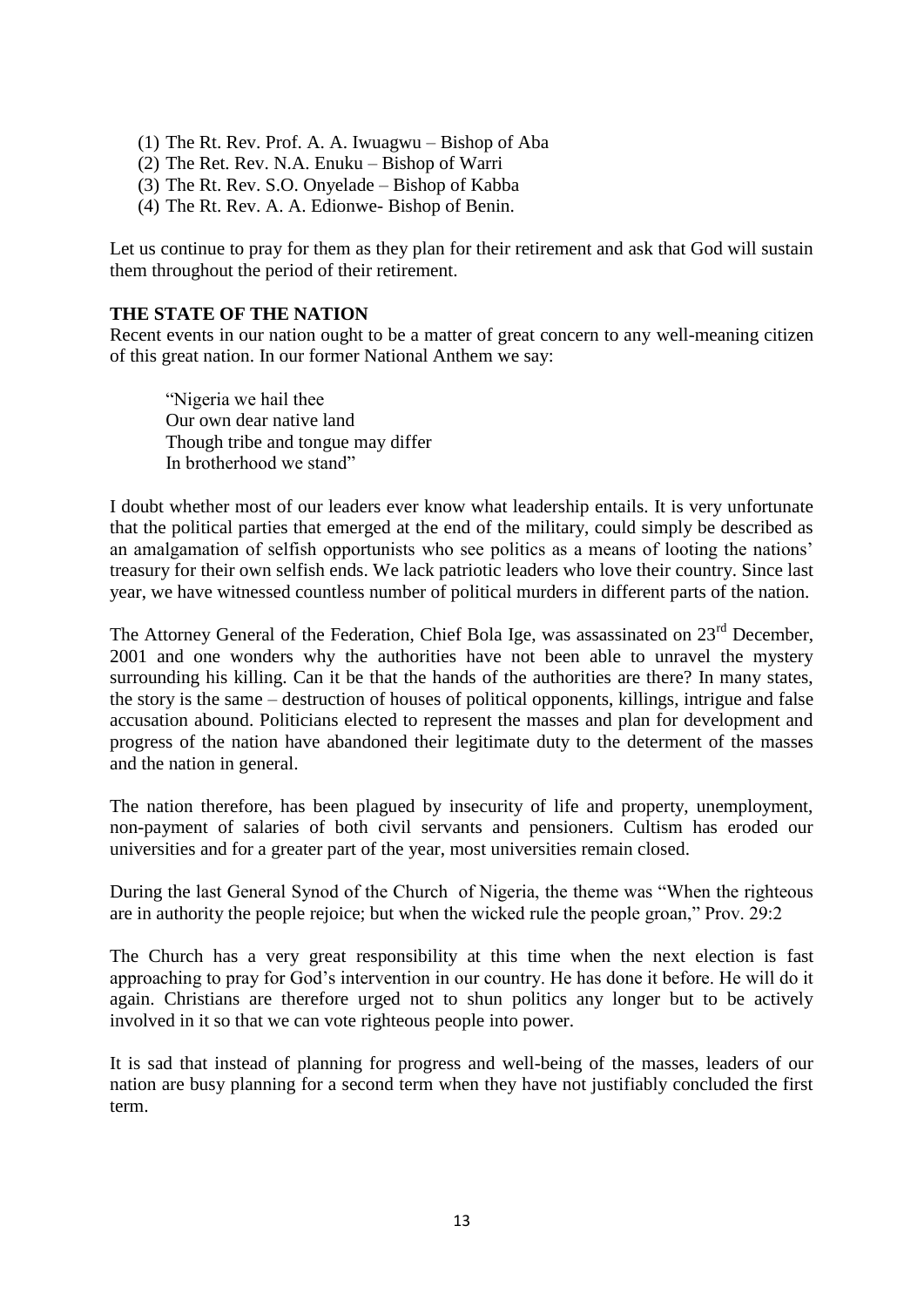1. The Rt. Rev. Prof. A. A. Iwuagwu – Bishop of Aba
2. The Ret. Rev. N.A. Enuku – Bishop of Warri
3. The Rt. Rev. S.O. Onyelade – Bishop of Kabba
4. The Rt. Rev. A. A. Edionwe- Bishop of Benin.

Let us continue to pray for them as they plan for their retirement and ask that God will sustain them throughout the period of their retirement.

**THE STATE OF THE NATION**

Recent events in our nation ought to be a matter of great concern to any well-meaning citizen of this great nation. In our former National Anthem we say:

> "Nigeria we hail thee
> Our own dear native land
> Though tribe and tongue may differ
> In brotherhood we stand"

I doubt whether most of our leaders ever know what leadership entails. It is very unfortunate that the political parties that emerged at the end of the military, could simply be described as an amalgamation of selfish opportunists who see politics as a means of looting the nations' treasury for their own selfish ends. We lack patriotic leaders who love their country. Since last year, we have witnessed countless number of political murders in different parts of the nation.

The Attorney General of the Federation, Chief Bola Ige, was assassinated on 23rd December, 2001 and one wonders why the authorities have not been able to unravel the mystery surrounding his killing. Can it be that the hands of the authorities are there? In many states, the story is the same – destruction of houses of political opponents, killings, intrigue and false accusation abound. Politicians elected to represent the masses and plan for development and progress of the nation have abandoned their legitimate duty to the determent of the masses and the nation in general.

The nation therefore, has been plagued by insecurity of life and property, unemployment, non-payment of salaries of both civil servants and pensioners. Cultism has eroded our universities and for a greater part of the year, most universities remain closed.

During the last General Synod of the Church of Nigeria, the theme was "When the righteous are in authority the people rejoice; but when the wicked rule the people groan," Prov. 29:2

The Church has a very great responsibility at this time when the next election is fast approaching to pray for God's intervention in our country. He has done it before. He will do it again. Christians are therefore urged not to shun politics any longer but to be actively involved in it so that we can vote righteous people into power.

It is sad that instead of planning for progress and well-being of the masses, leaders of our nation are busy planning for a second term when they have not justifiably concluded the first term.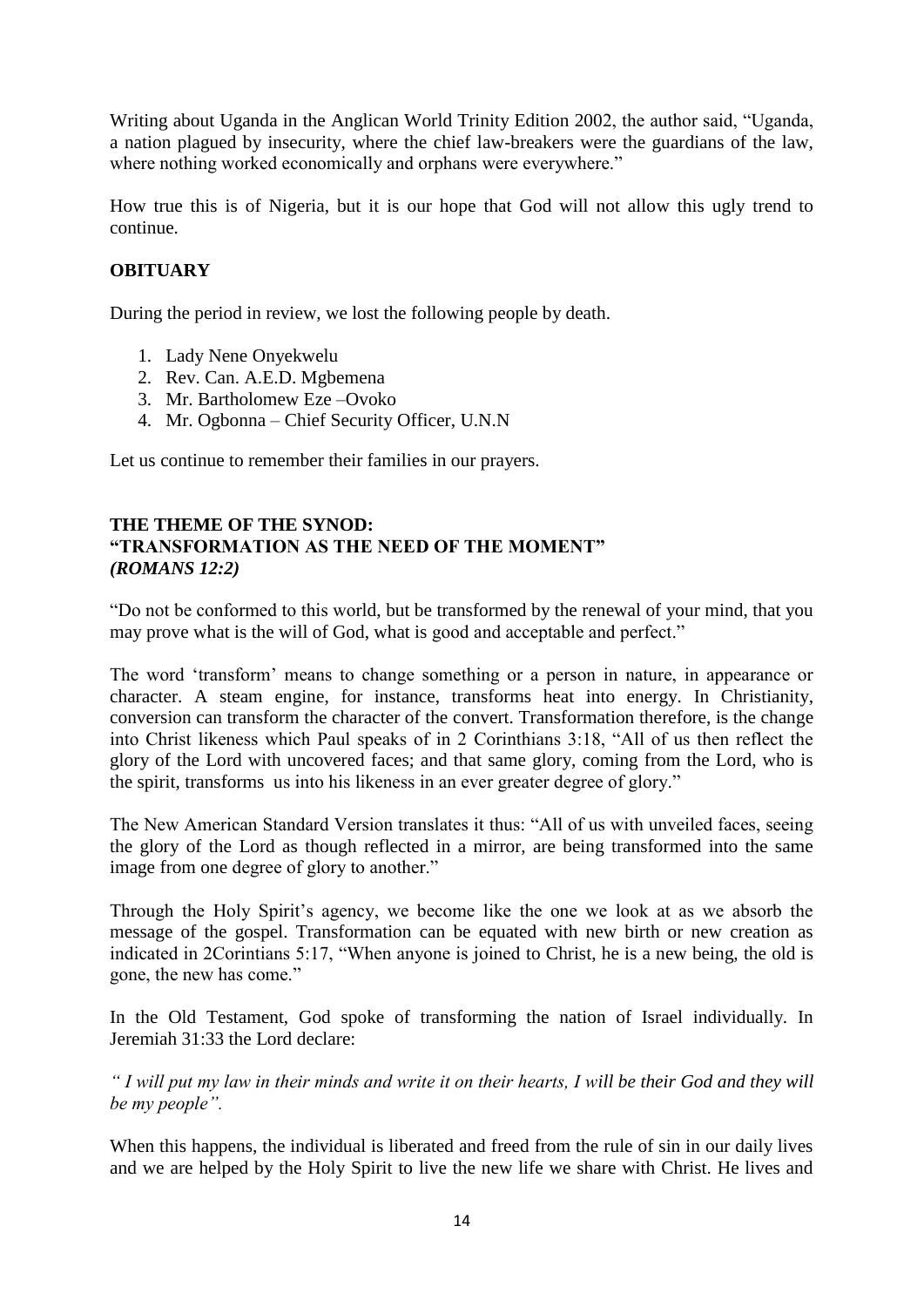Writing about Uganda in the Anglican World Trinity Edition 2002, the author said, "Uganda, a nation plagued by insecurity, where the chief law-breakers were the guardians of the law, where nothing worked economically and orphans were everywhere."

How true this is of Nigeria, but it is our hope that God will not allow this ugly trend to continue.

## OBITUARY

During the period in review, we lost the following people by death.

1. Lady Nene Onyekwelu
2. Rev. Can. A.E.D. Mgbemena
3. Mr. Bartholomew Eze –Ovoko
4. Mr. Ogbonna – Chief Security Officer, U.N.N

Let us continue to remember their families in our prayers.

## THE THEME OF THE SYNOD: "TRANSFORMATION AS THE NEED OF THE MOMENT" *(ROMANS 12:2)*

"Do not be conformed to this world, but be transformed by the renewal of your mind, that you may prove what is the will of God, what is good and acceptable and perfect."

The word 'transform' means to change something or a person in nature, in appearance or character. A steam engine, for instance, transforms heat into energy. In Christianity, conversion can transform the character of the convert. Transformation therefore, is the change into Christ likeness which Paul speaks of in 2 Corinthians 3:18, "All of us then reflect the glory of the Lord with uncovered faces; and that same glory, coming from the Lord, who is the spirit, transforms us into his likeness in an ever greater degree of glory."

The New American Standard Version translates it thus: "All of us with unveiled faces, seeing the glory of the Lord as though reflected in a mirror, are being transformed into the same image from one degree of glory to another."

Through the Holy Spirit's agency, we become like the one we look at as we absorb the message of the gospel. Transformation can be equated with new birth or new creation as indicated in 2Corintians 5:17, "When anyone is joined to Christ, he is a new being, the old is gone, the new has come."

In the Old Testament, God spoke of transforming the nation of Israel individually. In Jeremiah 31:33 the Lord declare:

*" I will put my law in their minds and write it on their hearts, I will be their God and they will be my people".*

When this happens, the individual is liberated and freed from the rule of sin in our daily lives and we are helped by the Holy Spirit to live the new life we share with Christ. He lives and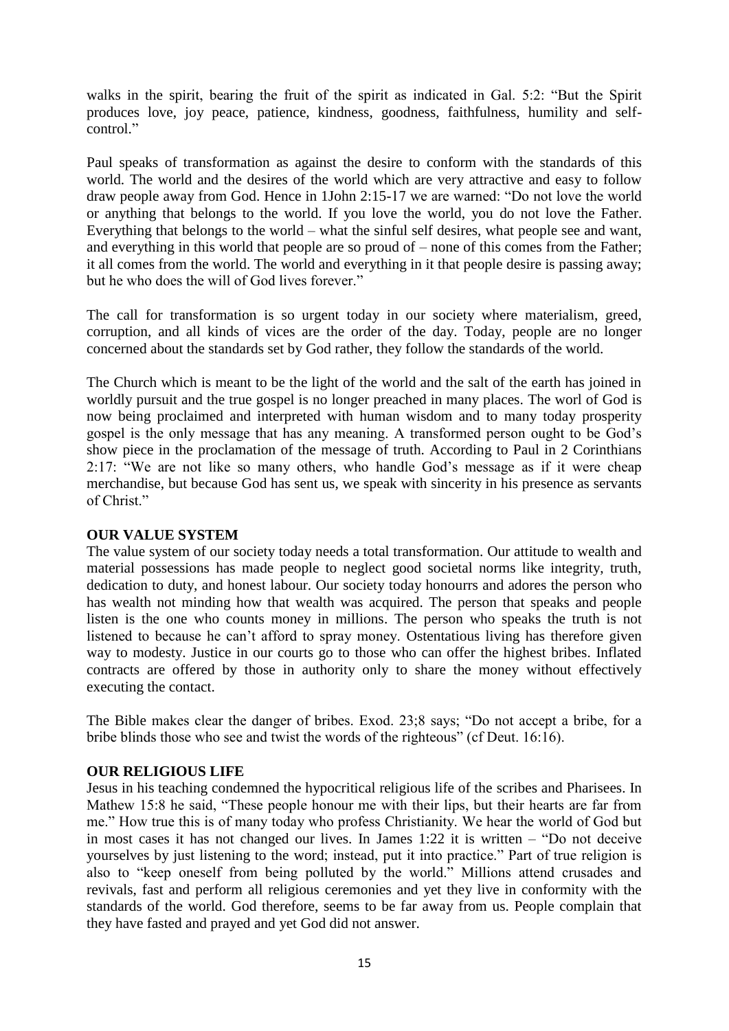walks in the spirit, bearing the fruit of the spirit as indicated in Gal. 5:2: "But the Spirit produces love, joy peace, patience, kindness, goodness, faithfulness, humility and self-control."

Paul speaks of transformation as against the desire to conform with the standards of this world. The world and the desires of the world which are very attractive and easy to follow draw people away from God. Hence in 1John 2:15-17 we are warned: "Do not love the world or anything that belongs to the world. If you love the world, you do not love the Father. Everything that belongs to the world – what the sinful self desires, what people see and want, and everything in this world that people are so proud of – none of this comes from the Father; it all comes from the world. The world and everything in it that people desire is passing away; but he who does the will of God lives forever."

The call for transformation is so urgent today in our society where materialism, greed, corruption, and all kinds of vices are the order of the day. Today, people are no longer concerned about the standards set by God rather, they follow the standards of the world.

The Church which is meant to be the light of the world and the salt of the earth has joined in worldly pursuit and the true gospel is no longer preached in many places. The worl of God is now being proclaimed and interpreted with human wisdom and to many today prosperity gospel is the only message that has any meaning. A transformed person ought to be God's show piece in the proclamation of the message of truth. According to Paul in 2 Corinthians 2:17: "We are not like so many others, who handle God's message as if it were cheap merchandise, but because God has sent us, we speak with sincerity in his presence as servants of Christ."

**OUR VALUE SYSTEM**

The value system of our society today needs a total transformation. Our attitude to wealth and material possessions has made people to neglect good societal norms like integrity, truth, dedication to duty, and honest labour. Our society today honourrs and adores the person who has wealth not minding how that wealth was acquired. The person that speaks and people listen is the one who counts money in millions. The person who speaks the truth is not listened to because he can't afford to spray money. Ostentatious living has therefore given way to modesty. Justice in our courts go to those who can offer the highest bribes. Inflated contracts are offered by those in authority only to share the money without effectively executing the contact.

The Bible makes clear the danger of bribes. Exod. 23;8 says; "Do not accept a bribe, for a bribe blinds those who see and twist the words of the righteous" (cf Deut. 16:16).

**OUR RELIGIOUS LIFE**

Jesus in his teaching condemned the hypocritical religious life of the scribes and Pharisees. In Mathew 15:8 he said, "These people honour me with their lips, but their hearts are far from me." How true this is of many today who profess Christianity. We hear the world of God but in most cases it has not changed our lives. In James 1:22 it is written – "Do not deceive yourselves by just listening to the word; instead, put it into practice." Part of true religion is also to "keep oneself from being polluted by the world." Millions attend crusades and revivals, fast and perform all religious ceremonies and yet they live in conformity with the standards of the world. God therefore, seems to be far away from us. People complain that they have fasted and prayed and yet God did not answer.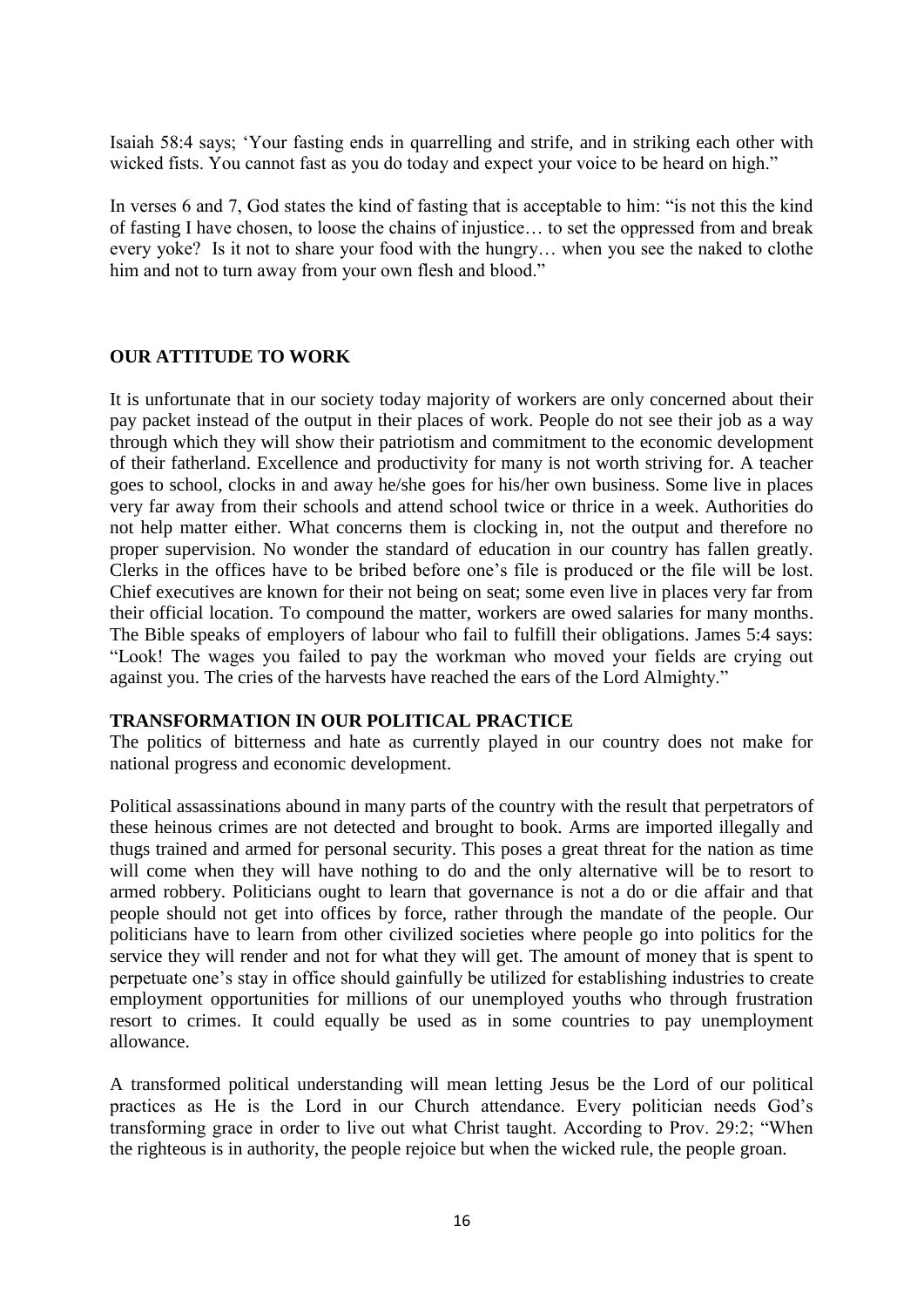Isaiah 58:4 says; 'Your fasting ends in quarrelling and strife, and in striking each other with wicked fists. You cannot fast as you do today and expect your voice to be heard on high."

In verses 6 and 7, God states the kind of fasting that is acceptable to him: "is not this the kind of fasting I have chosen, to loose the chains of injustice… to set the oppressed from and break every yoke? Is it not to share your food with the hungry… when you see the naked to clothe him and not to turn away from your own flesh and blood."

## OUR ATTITUDE TO WORK

It is unfortunate that in our society today majority of workers are only concerned about their pay packet instead of the output in their places of work. People do not see their job as a way through which they will show their patriotism and commitment to the economic development of their fatherland. Excellence and productivity for many is not worth striving for. A teacher goes to school, clocks in and away he/she goes for his/her own business. Some live in places very far away from their schools and attend school twice or thrice in a week. Authorities do not help matter either. What concerns them is clocking in, not the output and therefore no proper supervision. No wonder the standard of education in our country has fallen greatly. Clerks in the offices have to be bribed before one's file is produced or the file will be lost. Chief executives are known for their not being on seat; some even live in places very far from their official location. To compound the matter, workers are owed salaries for many months. The Bible speaks of employers of labour who fail to fulfill their obligations. James 5:4 says: "Look! The wages you failed to pay the workman who moved your fields are crying out against you. The cries of the harvests have reached the ears of the Lord Almighty."

## TRANSFORMATION IN OUR POLITICAL PRACTICE

The politics of bitterness and hate as currently played in our country does not make for national progress and economic development.

Political assassinations abound in many parts of the country with the result that perpetrators of these heinous crimes are not detected and brought to book. Arms are imported illegally and thugs trained and armed for personal security. This poses a great threat for the nation as time will come when they will have nothing to do and the only alternative will be to resort to armed robbery. Politicians ought to learn that governance is not a do or die affair and that people should not get into offices by force, rather through the mandate of the people. Our politicians have to learn from other civilized societies where people go into politics for the service they will render and not for what they will get. The amount of money that is spent to perpetuate one's stay in office should gainfully be utilized for establishing industries to create employment opportunities for millions of our unemployed youths who through frustration resort to crimes. It could equally be used as in some countries to pay unemployment allowance.

A transformed political understanding will mean letting Jesus be the Lord of our political practices as He is the Lord in our Church attendance. Every politician needs God's transforming grace in order to live out what Christ taught. According to Prov. 29:2; "When the righteous is in authority, the people rejoice but when the wicked rule, the people groan.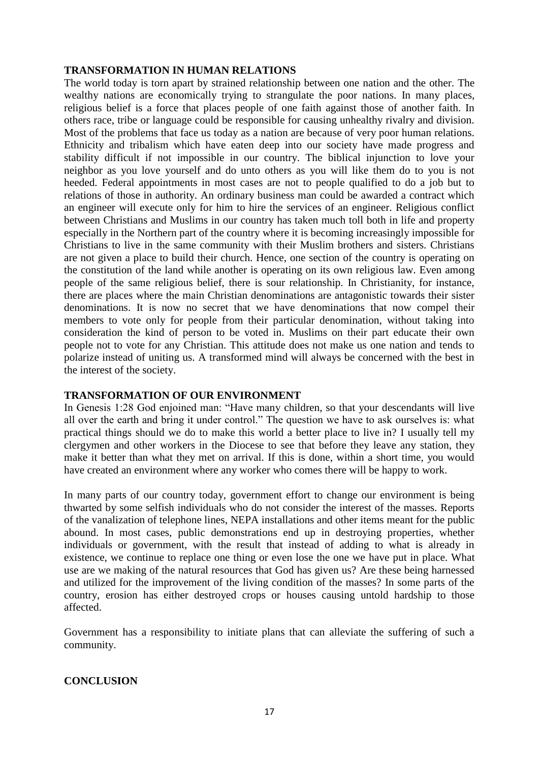**TRANSFORMATION IN HUMAN RELATIONS**

The world today is torn apart by strained relationship between one nation and the other. The wealthy nations are economically trying to strangulate the poor nations. In many places, religious belief is a force that places people of one faith against those of another faith. In others race, tribe or language could be responsible for causing unhealthy rivalry and division. Most of the problems that face us today as a nation are because of very poor human relations. Ethnicity and tribalism which have eaten deep into our society have made progress and stability difficult if not impossible in our country. The biblical injunction to love your neighbor as you love yourself and do unto others as you will like them do to you is not heeded. Federal appointments in most cases are not to people qualified to do a job but to relations of those in authority. An ordinary business man could be awarded a contract which an engineer will execute only for him to hire the services of an engineer. Religious conflict between Christians and Muslims in our country has taken much toll both in life and property especially in the Northern part of the country where it is becoming increasingly impossible for Christians to live in the same community with their Muslim brothers and sisters. Christians are not given a place to build their church. Hence, one section of the country is operating on the constitution of the land while another is operating on its own religious law. Even among people of the same religious belief, there is sour relationship. In Christianity, for instance, there are places where the main Christian denominations are antagonistic towards their sister denominations. It is now no secret that we have denominations that now compel their members to vote only for people from their particular denomination, without taking into consideration the kind of person to be voted in. Muslims on their part educate their own people not to vote for any Christian. This attitude does not make us one nation and tends to polarize instead of uniting us. A transformed mind will always be concerned with the best in the interest of the society.

**TRANSFORMATION OF OUR ENVIRONMENT**

In Genesis 1:28 God enjoined man: "Have many children, so that your descendants will live all over the earth and bring it under control." The question we have to ask ourselves is: what practical things should we do to make this world a better place to live in? I usually tell my clergymen and other workers in the Diocese to see that before they leave any station, they make it better than what they met on arrival. If this is done, within a short time, you would have created an environment where any worker who comes there will be happy to work.

In many parts of our country today, government effort to change our environment is being thwarted by some selfish individuals who do not consider the interest of the masses. Reports of the vanalization of telephone lines, NEPA installations and other items meant for the public abound. In most cases, public demonstrations end up in destroying properties, whether individuals or government, with the result that instead of adding to what is already in existence, we continue to replace one thing or even lose the one we have put in place. What use are we making of the natural resources that God has given us? Are these being harnessed and utilized for the improvement of the living condition of the masses? In some parts of the country, erosion has either destroyed crops or houses causing untold hardship to those affected.

Government has a responsibility to initiate plans that can alleviate the suffering of such a community.

**CONCLUSION**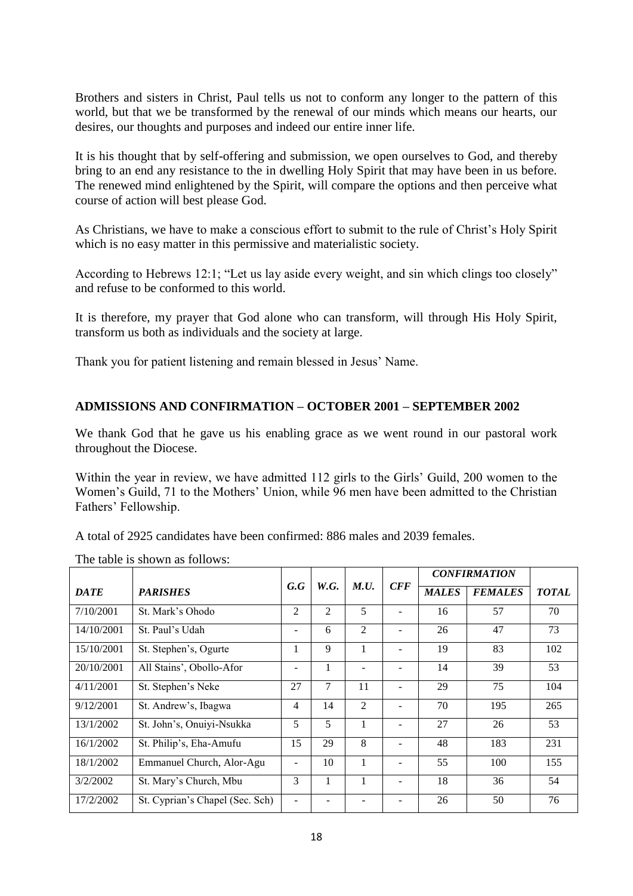Brothers and sisters in Christ, Paul tells us not to conform any longer to the pattern of this world, but that we be transformed by the renewal of our minds which means our hearts, our desires, our thoughts and purposes and indeed our entire inner life.

It is his thought that by self-offering and submission, we open ourselves to God, and thereby bring to an end any resistance to the in dwelling Holy Spirit that may have been in us before. The renewed mind enlightened by the Spirit, will compare the options and then perceive what course of action will best please God.

As Christians, we have to make a conscious effort to submit to the rule of Christ's Holy Spirit which is no easy matter in this permissive and materialistic society.

According to Hebrews 12:1; "Let us lay aside every weight, and sin which clings too closely" and refuse to be conformed to this world.

It is therefore, my prayer that God alone who can transform, will through His Holy Spirit, transform us both as individuals and the society at large.

Thank you for patient listening and remain blessed in Jesus' Name.

## ADMISSIONS AND CONFIRMATION – OCTOBER 2001 – SEPTEMBER 2002

We thank God that he gave us his enabling grace as we went round in our pastoral work throughout the Diocese.

Within the year in review, we have admitted 112 girls to the Girls' Guild, 200 women to the Women's Guild, 71 to the Mothers' Union, while 96 men have been admitted to the Christian Fathers' Fellowship.

A total of 2925 candidates have been confirmed: 886 males and 2039 females.

The table is shown as follows:

| *DATE* | *PARISHES* | *G.G* | *W.G.* | *M.U.* | *CFF* | *CONFIRMATION* | | *TOTAL* |
|---|---|---|---|---|---|---|---|---|
| | | | | | | *MALES* | *FEMALES* | |
| 7/10/2001 | St. Mark's Ohodo | 2 | 2 | 5 | - | 16 | 57 | 70 |
| 14/10/2001 | St. Paul's Udah | - | 6 | 2 | - | 26 | 47 | 73 |
| 15/10/2001 | St. Stephen's, Ogurte | 1 | 9 | 1 | - | 19 | 83 | 102 |
| 20/10/2001 | All Stains', Obollo-Afor | - | 1 | - | - | 14 | 39 | 53 |
| 4/11/2001 | St. Stephen's Neke | 27 | 7 | 11 | - | 29 | 75 | 104 |
| 9/12/2001 | St. Andrew's, Ibagwa | 4 | 14 | 2 | - | 70 | 195 | 265 |
| 13/1/2002 | St. John's, Onuiyi-Nsukka | 5 | 5 | 1 | - | 27 | 26 | 53 |
| 16/1/2002 | St. Philip's, Eha-Amufu | 15 | 29 | 8 | - | 48 | 183 | 231 |
| 18/1/2002 | Emmanuel Church, Alor-Agu | - | 10 | 1 | - | 55 | 100 | 155 |
| 3/2/2002 | St. Mary's Church, Mbu | 3 | 1 | 1 | - | 18 | 36 | 54 |
| 17/2/2002 | St. Cyprian's Chapel (Sec. Sch) | - | - | - | - | 26 | 50 | 76 |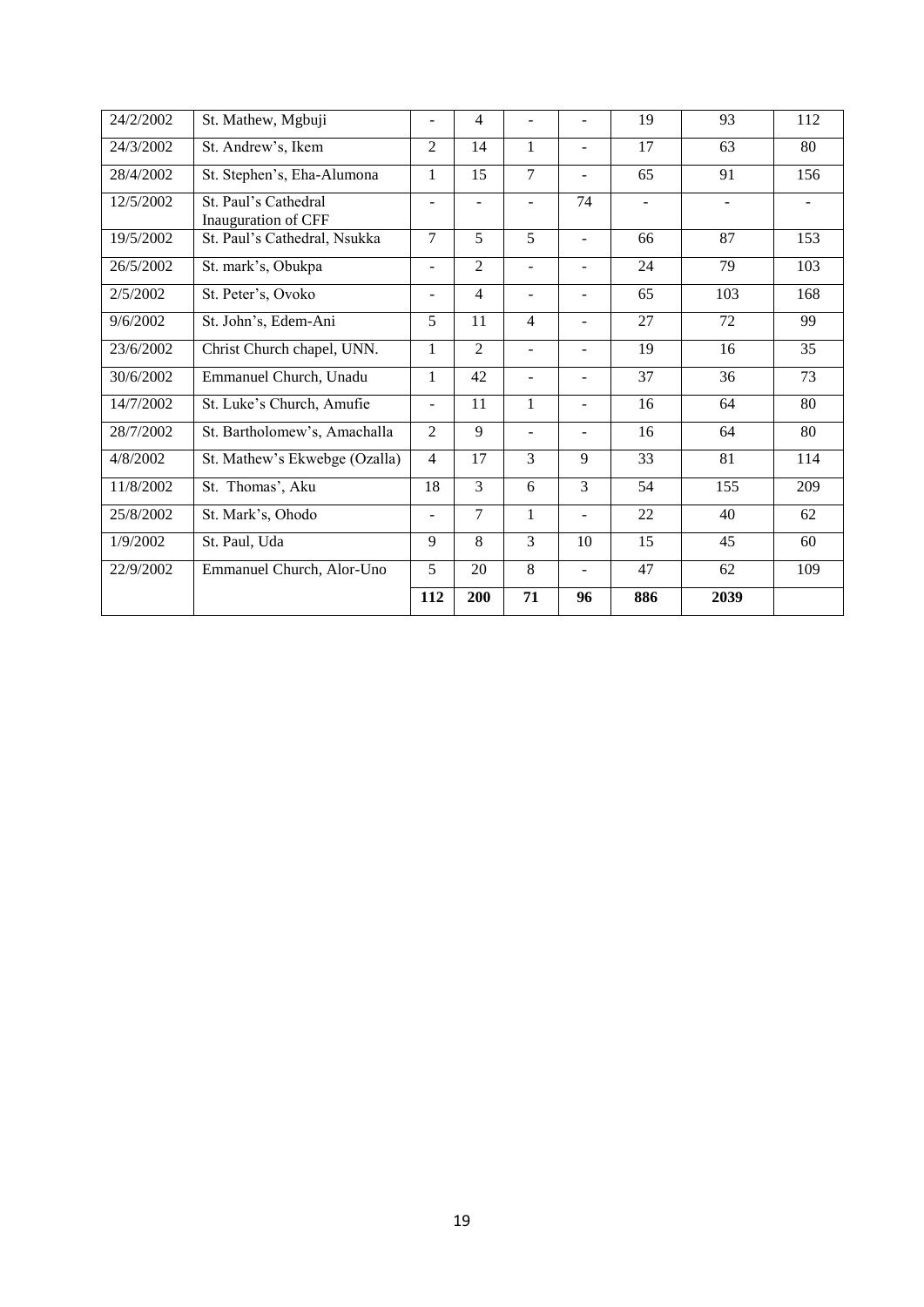| | | | | | | | | |
|---|---|---|---|---|---|---|---|---|
| 24/2/2002 | St. Mathew, Mgbuji | - | 4 | - | - | 19 | 93 | 112 |
| 24/3/2002 | St. Andrew's, Ikem | 2 | 14 | 1 | - | 17 | 63 | 80 |
| 28/4/2002 | St. Stephen's, Eha-Alumona | 1 | 15 | 7 | - | 65 | 91 | 156 |
| 12/5/2002 | St. Paul's Cathedral Inauguration of CFF | - | - | - | 74 | - | - | - |
| 19/5/2002 | St. Paul's Cathedral, Nsukka | 7 | 5 | 5 | - | 66 | 87 | 153 |
| 26/5/2002 | St. mark's, Obukpa | - | 2 | - | - | 24 | 79 | 103 |
| 2/5/2002 | St. Peter's, Ovoko | - | 4 | - | - | 65 | 103 | 168 |
| 9/6/2002 | St. John's, Edem-Ani | 5 | 11 | 4 | - | 27 | 72 | 99 |
| 23/6/2002 | Christ Church chapel, UNN. | 1 | 2 | - | - | 19 | 16 | 35 |
| 30/6/2002 | Emmanuel Church, Unadu | 1 | 42 | - | - | 37 | 36 | 73 |
| 14/7/2002 | St. Luke's Church, Amufie | - | 11 | 1 | - | 16 | 64 | 80 |
| 28/7/2002 | St. Bartholomew's, Amachalla | 2 | 9 | - | - | 16 | 64 | 80 |
| 4/8/2002 | St. Mathew's Ekwebge (Ozalla) | 4 | 17 | 3 | 9 | 33 | 81 | 114 |
| 11/8/2002 | St. Thomas', Aku | 18 | 3 | 6 | 3 | 54 | 155 | 209 |
| 25/8/2002 | St. Mark's, Ohodo | - | 7 | 1 | - | 22 | 40 | 62 |
| 1/9/2002 | St. Paul, Uda | 9 | 8 | 3 | 10 | 15 | 45 | 60 |
| 22/9/2002 | Emmanuel Church, Alor-Uno | 5 | 20 | 8 | - | 47 | 62 | 109 |
| | | **112** | **200** | **71** | **96** | **886** | **2039** | |